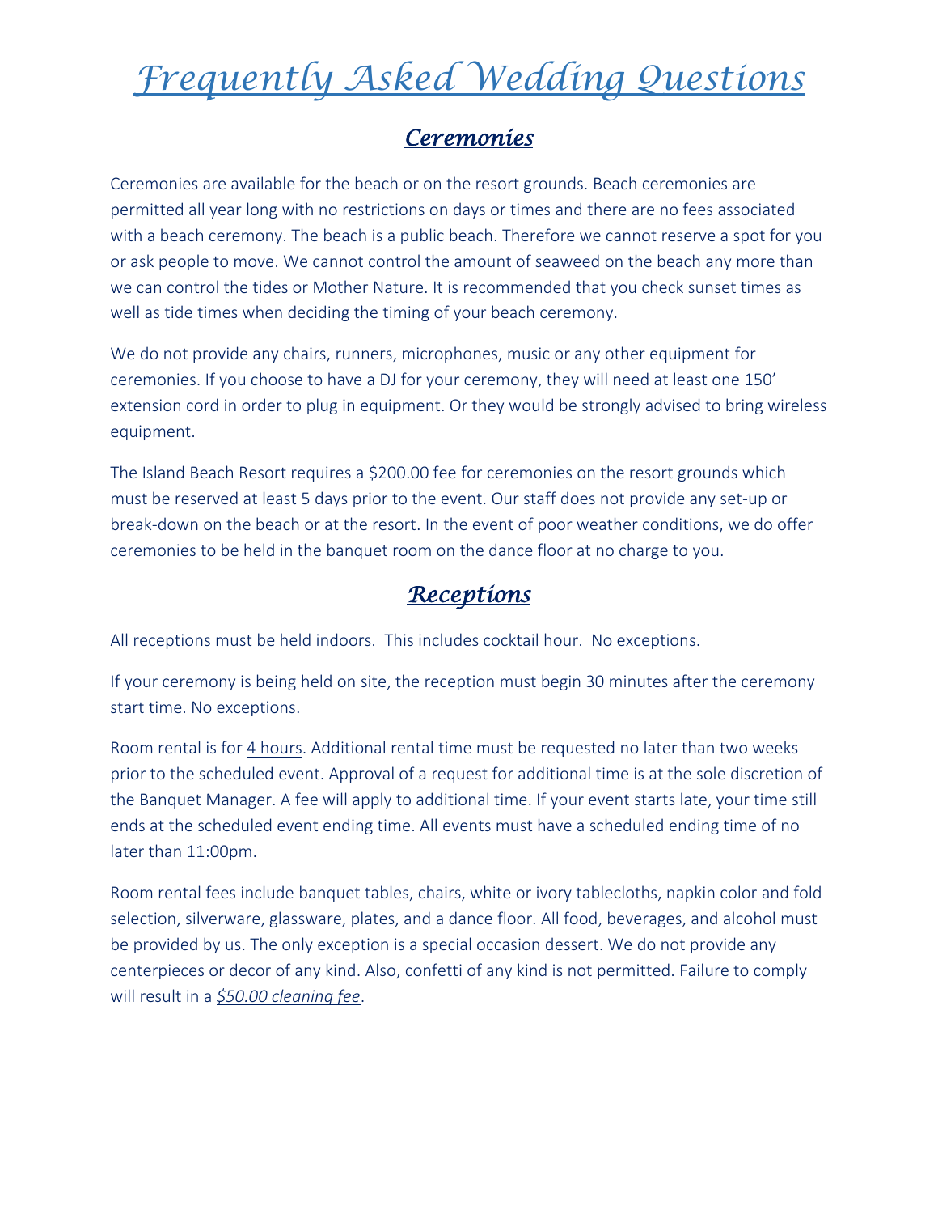# Frequently Asked Wedding Questions

## *Ceremonies*

Ceremonies are available for the beach or on the resort grounds. Beach ceremonies are permitted all year long with no restrictions on days or times and there are no fees associated with a beach ceremony. The beach is a public beach. Therefore we cannot reserve a spot for you or ask people to move. We cannot control the amount of seaweed on the beach any more than we can control the tides or Mother Nature. It is recommended that you check sunset times as well as tide times when deciding the timing of your beach ceremony.

We do not provide any chairs, runners, microphones, music or any other equipment for ceremonies. If you choose to have a DJ for your ceremony, they will need at least one 150' extension cord in order to plug in equipment. Or they would be strongly advised to bring wireless equipment.

The Island Beach Resort requires a $200.00 fee for ceremonies on the resort grounds which must be reserved at least 5 days prior to the event. Our staff does not provide any set-up or break-down on the beach or at the resort. In the event of poor weather conditions, we do offer ceremonies to be held in the banquet room on the dance floor at no charge to you.

## *Receptions*

All receptions must be held indoors. This includes cocktail hour. No exceptions.

If your ceremony is being held on site, the reception must begin 30 minutes after the ceremony start time. No exceptions.

Room rental is for 4 hours. Additional rental time must be requested no later than two weeks prior to the scheduled event. Approval of a request for additional time is at the sole discretion of the Banquet Manager. A fee will apply to additional time. If your event starts late, your time still ends at the scheduled event ending time. All events must have a scheduled ending time of no later than 11:00pm.

Room rental fees include banquet tables, chairs, white or ivory tablecloths, napkin color and fold selection, silverware, glassware, plates, and a dance floor. All food, beverages, and alcohol must be provided by us. The only exception is a special occasion dessert. We do not provide any centerpieces or decor of any kind. Also, confetti of any kind is not permitted. Failure to comply will result in a *$50.00 cleaning fee*.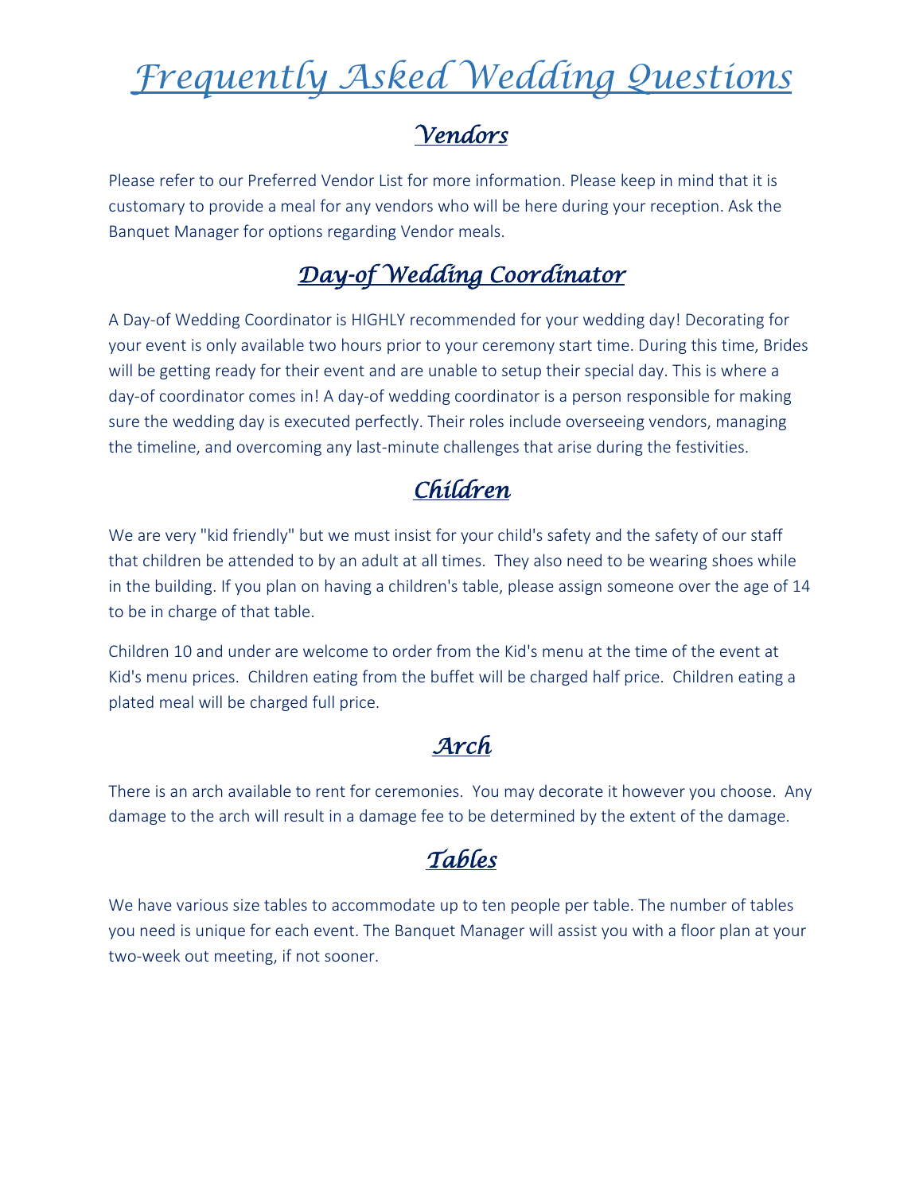# Frequently Asked Wedding Questions

## Vendors

Please refer to our Preferred Vendor List for more information. Please keep in mind that it is customary to provide a meal for any vendors who will be here during your reception. Ask the Banquet Manager for options regarding Vendor meals.

## Day-of Wedding Coordinator

A Day-of Wedding Coordinator is HIGHLY recommended for your wedding day! Decorating for your event is only available two hours prior to your ceremony start time. During this time, Brides will be getting ready for their event and are unable to setup their special day. This is where a day-of coordinator comes in! A day-of wedding coordinator is a person responsible for making sure the wedding day is executed perfectly. Their roles include overseeing vendors, managing the timeline, and overcoming any last-minute challenges that arise during the festivities.

## Children

We are very "kid friendly" but we must insist for your child's safety and the safety of our staff that children be attended to by an adult at all times. They also need to be wearing shoes while in the building. If you plan on having a children's table, please assign someone over the age of 14 to be in charge of that table.

Children 10 and under are welcome to order from the Kid's menu at the time of the event at Kid's menu prices. Children eating from the buffet will be charged half price. Children eating a plated meal will be charged full price.

## Arch

There is an arch available to rent for ceremonies. You may decorate it however you choose. Any damage to the arch will result in a damage fee to be determined by the extent of the damage.

## Tables

We have various size tables to accommodate up to ten people per table. The number of tables you need is unique for each event. The Banquet Manager will assist you with a floor plan at your two-week out meeting, if not sooner.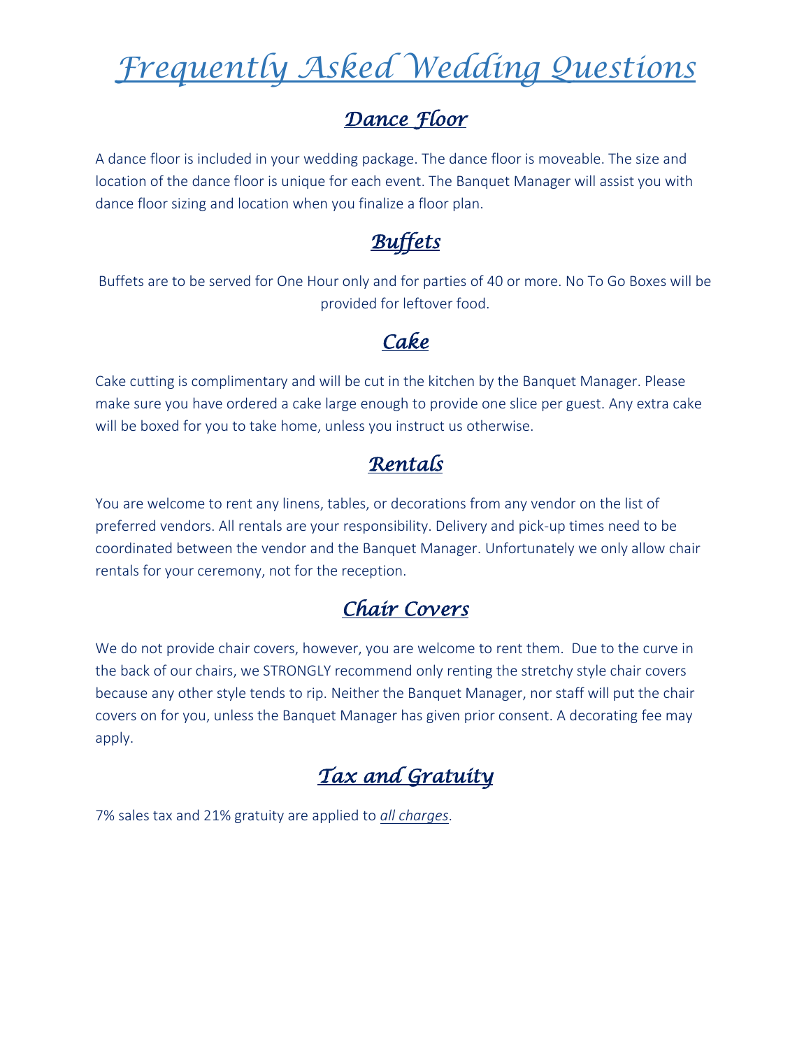# *Frequently Asked Wedding Questions*

## *Dance Floor*

A dance floor is included in your wedding package. The dance floor is moveable. The size and location of the dance floor is unique for each event. The Banquet Manager will assist you with dance floor sizing and location when you finalize a floor plan.

## *Buffets*

Buffets are to be served for One Hour only and for parties of 40 or more. No To Go Boxes will be provided for leftover food.

## *Cake*

Cake cutting is complimentary and will be cut in the kitchen by the Banquet Manager. Please make sure you have ordered a cake large enough to provide one slice per guest. Any extra cake will be boxed for you to take home, unless you instruct us otherwise.

## *Rentals*

You are welcome to rent any linens, tables, or decorations from any vendor on the list of preferred vendors. All rentals are your responsibility. Delivery and pick-up times need to be coordinated between the vendor and the Banquet Manager. Unfortunately we only allow chair rentals for your ceremony, not for the reception.

## *Chair Covers*

We do not provide chair covers, however, you are welcome to rent them. Due to the curve in the back of our chairs, we STRONGLY recommend only renting the stretchy style chair covers because any other style tends to rip. Neither the Banquet Manager, nor staff will put the chair covers on for you, unless the Banquet Manager has given prior consent. A decorating fee may apply.

## *Tax and Gratuity*

7% sales tax and 21% gratuity are applied to *all charges*.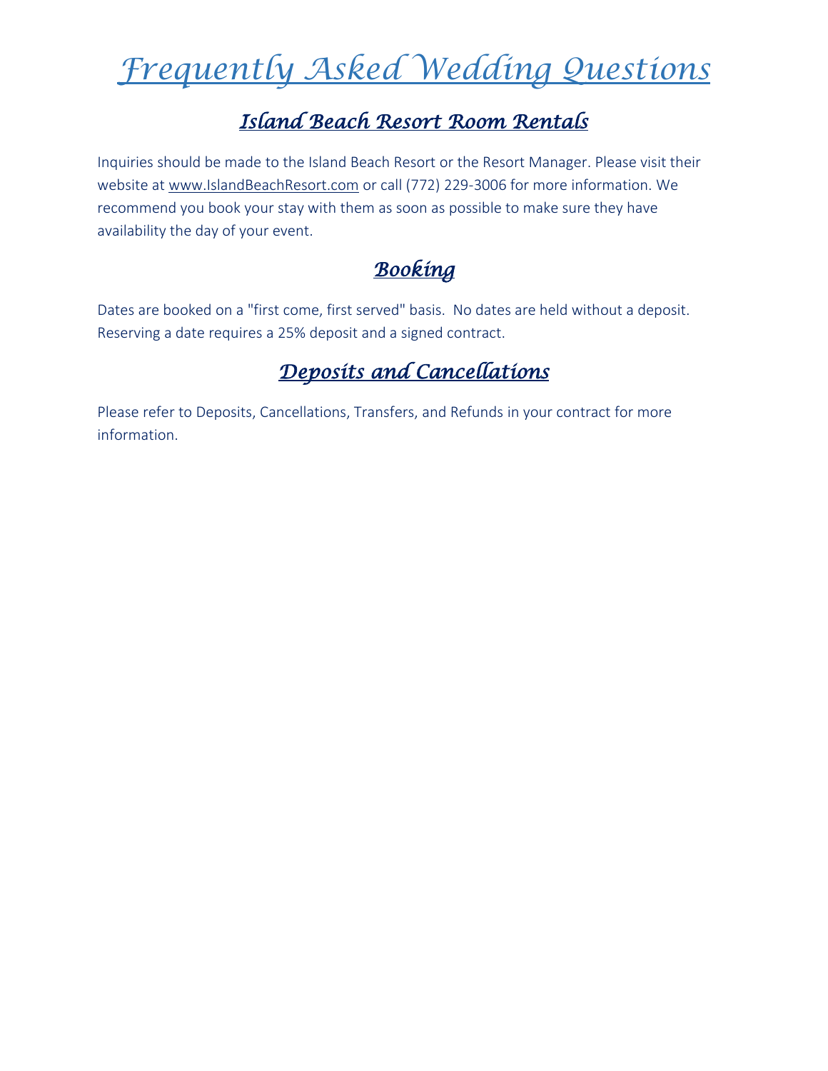# Frequently Asked Wedding Questions

## Island Beach Resort Room Rentals

Inquiries should be made to the Island Beach Resort or the Resort Manager. Please visit their website at www.IslandBeachResort.com or call (772) 229-3006 for more information. We recommend you book your stay with them as soon as possible to make sure they have availability the day of your event.

## Booking

Dates are booked on a "first come, first served" basis. No dates are held without a deposit. Reserving a date requires a 25% deposit and a signed contract.

## Deposits and Cancellations

Please refer to Deposits, Cancellations, Transfers, and Refunds in your contract for more information.